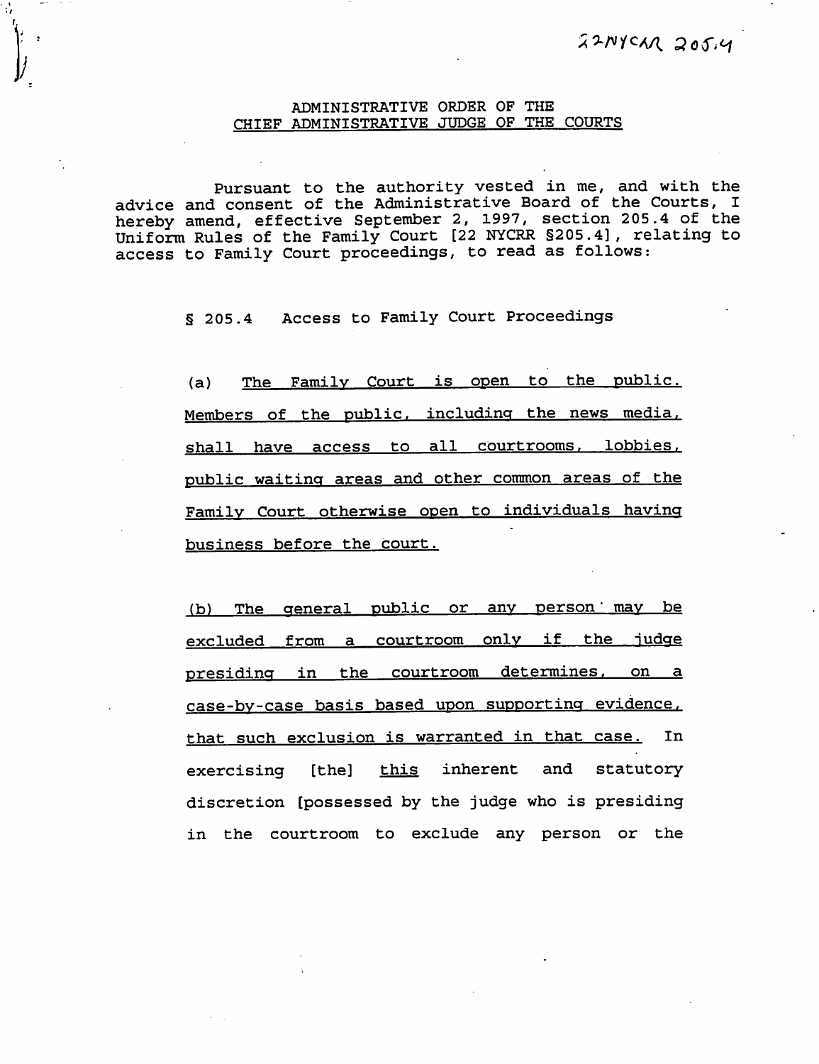22NYCRR 205.4

ADMINISTRATIVE ORDER OF THE
CHIEF ADMINISTRATIVE JUDGE OF THE COURTS

Pursuant to the authority vested in me, and with the advice and consent of the Administrative Board of the Courts, I hereby amend, effective September 2, 1997, section 205.4 of the Uniform Rules of the Family Court [22 NYCRR §205.4], relating to access to Family Court proceedings, to read as follows:

§ 205.4 Access to Family Court Proceedings

(a) <u>The Family Court is open to the public. Members of the public, including the news media, shall have access to all courtrooms, lobbies, public waiting areas and other common areas of the Family Court otherwise open to individuals having business before the court.</u>

<u>(b) The general public or any person may be excluded from a courtroom only if the judge presiding in the courtroom determines, on a case-by-case basis based upon supporting evidence, that such exclusion is warranted in that case.</u> In exercising [the] <u>this</u> inherent and statutory discretion [possessed by the judge who is presiding in the courtroom to exclude any person or the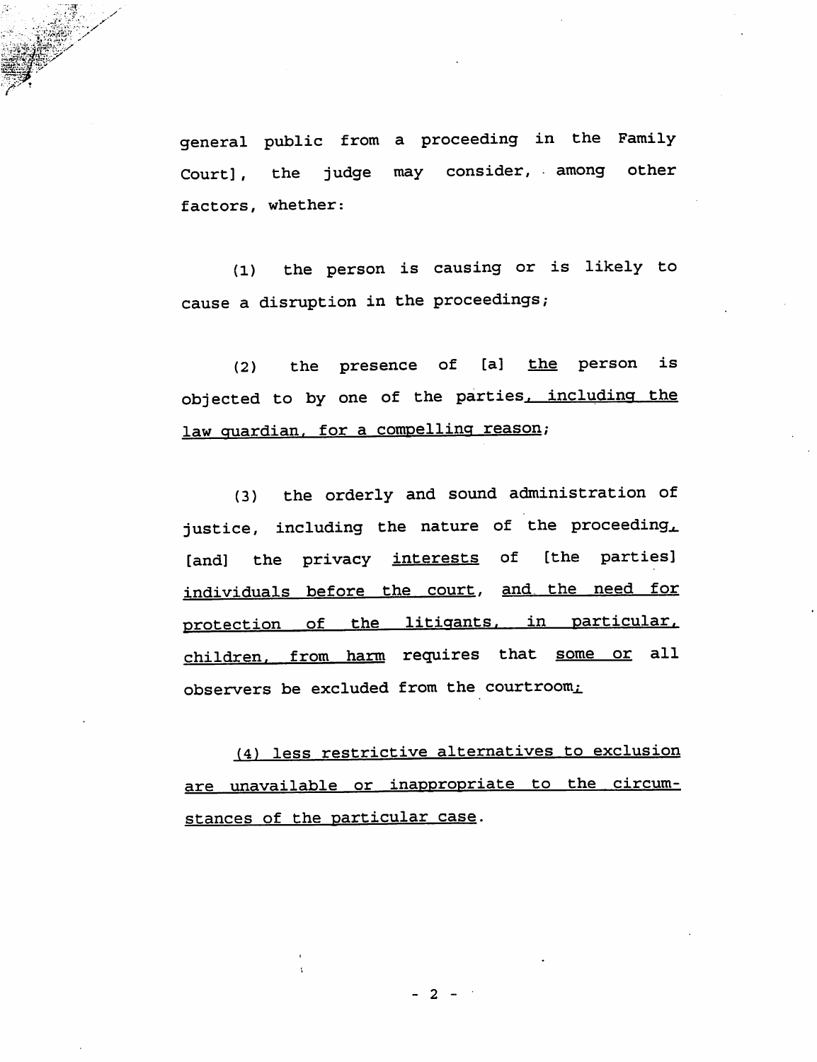general public from a proceeding in the Family Court], the judge may consider, among other factors, whether:

(1) the person is causing or is likely to cause a disruption in the proceedings;

(2) the presence of [a] <u>the</u> person is objected to by one of the parties<u>, including the law guardian, for a compelling reason</u>;

(3) the orderly and sound administration of justice, including the nature of the proceeding<u>,</u> [and] the privacy <u>interests</u> of [the parties] <u>individuals before the court</u>, <u>and the need for protection of the litigants, in particular, children, from harm</u> requires that <u>some or</u> all observers be excluded from the courtroom<u>;</u>

<u>(4) less restrictive alternatives to exclusion are unavailable or inappropriate to the circumstances of the particular case</u>.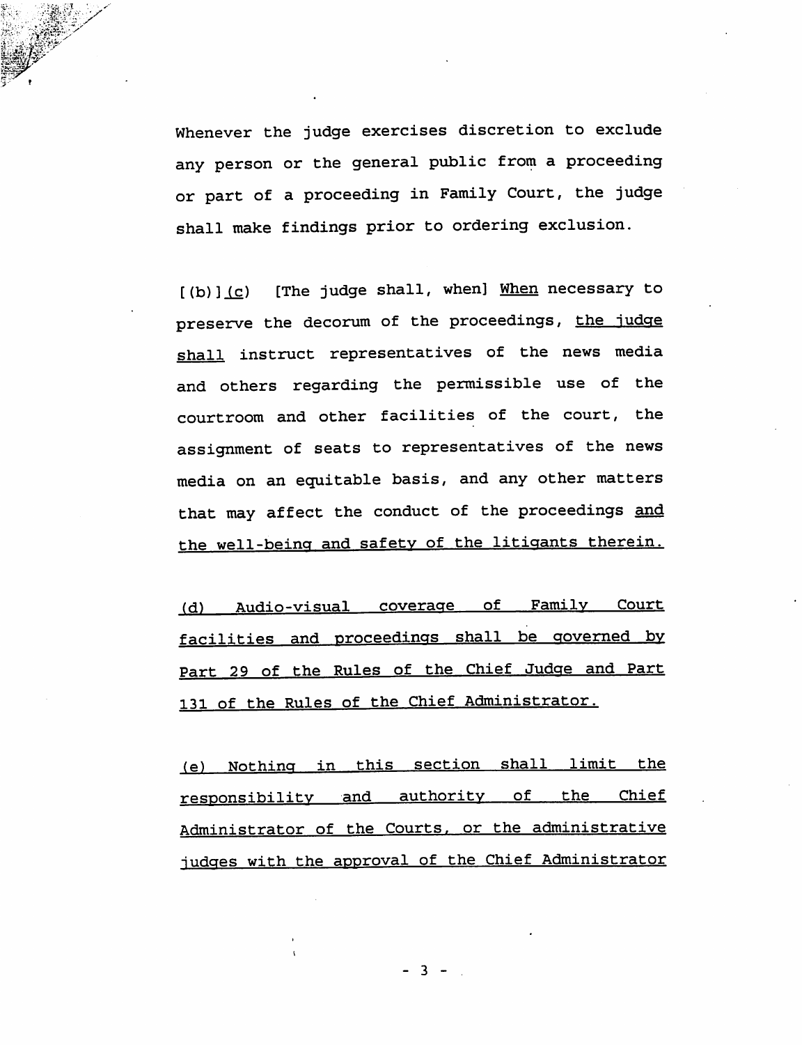Whenever the judge exercises discretion to exclude any person or the general public from a proceeding or part of a proceeding in Family Court, the judge shall make findings prior to ordering exclusion.

[(b)] <u>(c)</u> [The judge shall, when] <u>When</u> necessary to preserve the decorum of the proceedings, <u>the judge shall</u> instruct representatives of the news media and others regarding the permissible use of the courtroom and other facilities of the court, the assignment of seats to representatives of the news media on an equitable basis, and any other matters that may affect the conduct of the proceedings <u>and the well-being and safety of the litigants therein.</u>

<u>(d) Audio-visual coverage of Family Court facilities and proceedings shall be governed by Part 29 of the Rules of the Chief Judge and Part 131 of the Rules of the Chief Administrator.</u>

<u>(e) Nothing in this section shall limit the responsibility and authority of the Chief Administrator of the Courts, or the administrative judges with the approval of the Chief Administrator</u>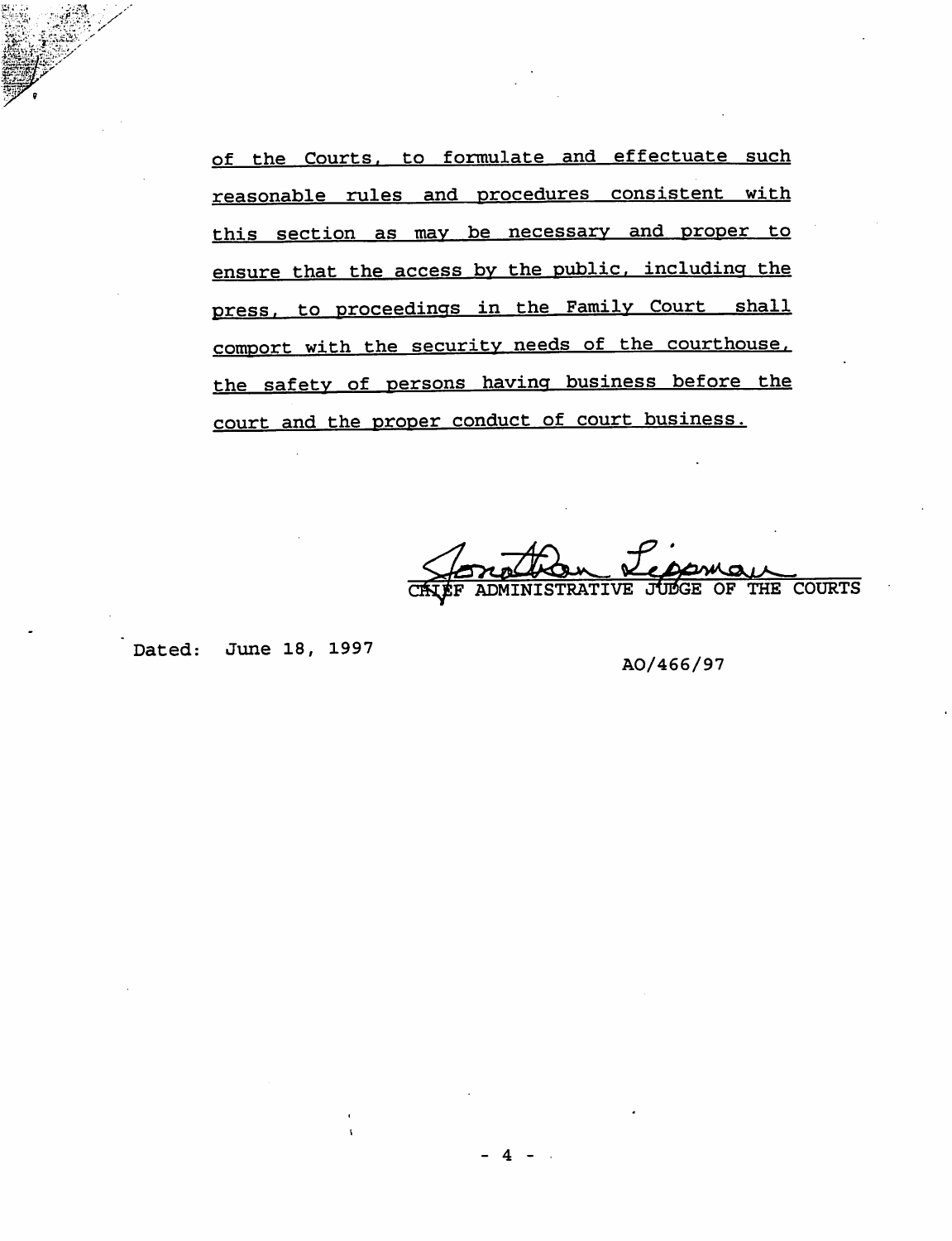<u>of the Courts, to formulate and effectuate such reasonable rules and procedures consistent with this section as may be necessary and proper to ensure that the access by the public, including the press, to proceedings in the Family Court shall comport with the security needs of the courthouse, the safety of persons having business before the court and the proper conduct of court business.</u>

Jonathan Lippman
CHIEF ADMINISTRATIVE JUDGE OF THE COURTS

Dated: June 18, 1997

AO/466/97